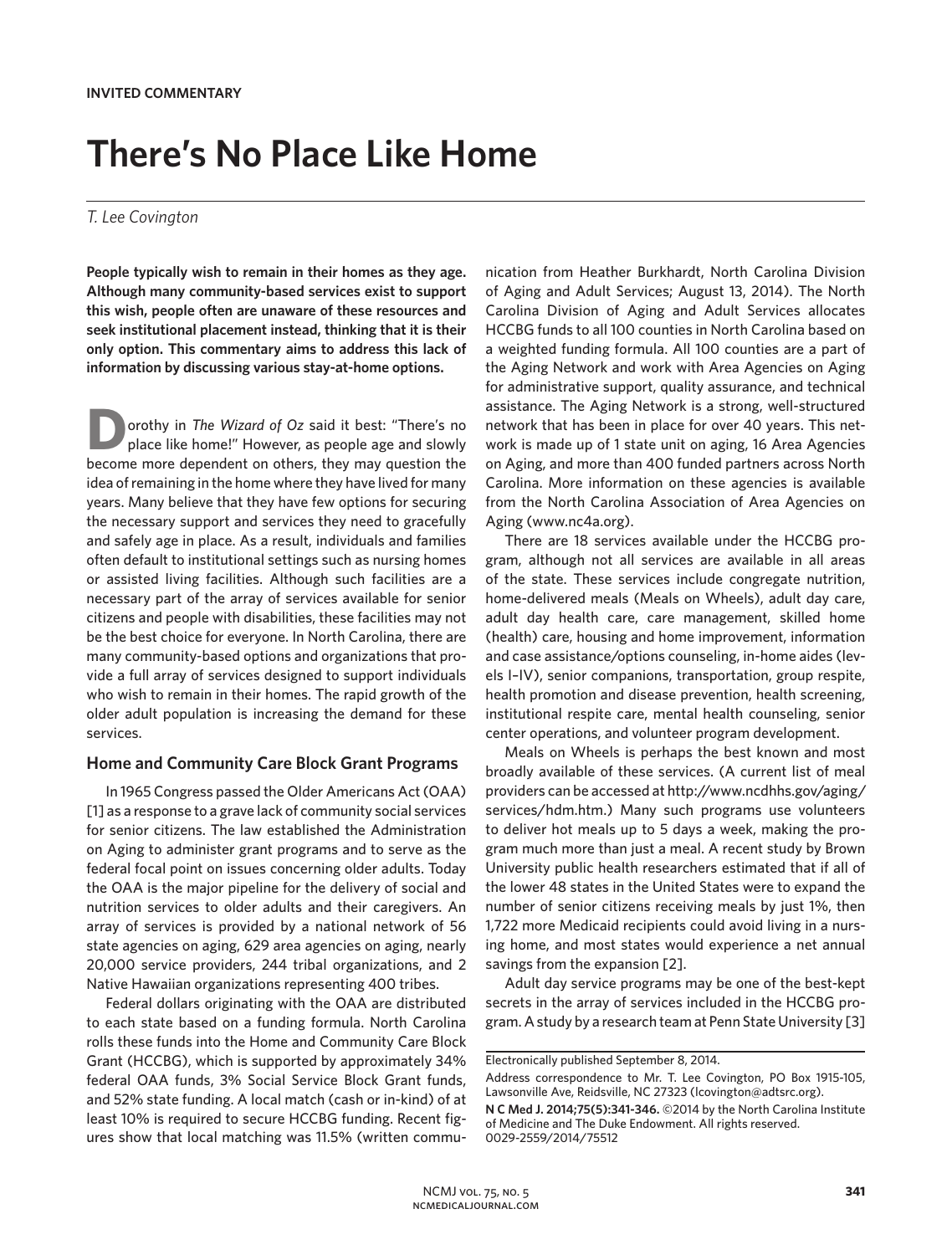INVITED COMMENTARY

# There's No Place Like Home

*T. Lee Covington*

**People typically wish to remain in their homes as they age. Although many community-based services exist to support this wish, people often are unaware of these resources and seek institutional placement instead, thinking that it is their only option. This commentary aims to address this lack of information by discussing various stay-at-home options.**

Dorothy in *The Wizard of Oz* said it best: "There's no place like home!" However, as people age and slowly become more dependent on others, they may question the idea of remaining in the home where they have lived for many years. Many believe that they have few options for securing the necessary support and services they need to gracefully and safely age in place. As a result, individuals and families often default to institutional settings such as nursing homes or assisted living facilities. Although such facilities are a necessary part of the array of services available for senior citizens and people with disabilities, these facilities may not be the best choice for everyone. In North Carolina, there are many community-based options and organizations that provide a full array of services designed to support individuals who wish to remain in their homes. The rapid growth of the older adult population is increasing the demand for these services.

## Home and Community Care Block Grant Programs

In 1965 Congress passed the Older Americans Act (OAA) [1] as a response to a grave lack of community social services for senior citizens. The law established the Administration on Aging to administer grant programs and to serve as the federal focal point on issues concerning older adults. Today the OAA is the major pipeline for the delivery of social and nutrition services to older adults and their caregivers. An array of services is provided by a national network of 56 state agencies on aging, 629 area agencies on aging, nearly 20,000 service providers, 244 tribal organizations, and 2 Native Hawaiian organizations representing 400 tribes.

Federal dollars originating with the OAA are distributed to each state based on a funding formula. North Carolina rolls these funds into the Home and Community Care Block Grant (HCCBG), which is supported by approximately 34% federal OAA funds, 3% Social Service Block Grant funds, and 52% state funding. A local match (cash or in-kind) of at least 10% is required to secure HCCBG funding. Recent figures show that local matching was 11.5% (written communication from Heather Burkhardt, North Carolina Division of Aging and Adult Services; August 13, 2014). The North Carolina Division of Aging and Adult Services allocates HCCBG funds to all 100 counties in North Carolina based on a weighted funding formula. All 100 counties are a part of the Aging Network and work with Area Agencies on Aging for administrative support, quality assurance, and technical assistance. The Aging Network is a strong, well-structured network that has been in place for over 40 years. This network is made up of 1 state unit on aging, 16 Area Agencies on Aging, and more than 400 funded partners across North Carolina. More information on these agencies is available from the North Carolina Association of Area Agencies on Aging (www.nc4a.org).

There are 18 services available under the HCCBG program, although not all services are available in all areas of the state. These services include congregate nutrition, home-delivered meals (Meals on Wheels), adult day care, adult day health care, care management, skilled home (health) care, housing and home improvement, information and case assistance/options counseling, in-home aides (levels I–IV), senior companions, transportation, group respite, health promotion and disease prevention, health screening, institutional respite care, mental health counseling, senior center operations, and volunteer program development.

Meals on Wheels is perhaps the best known and most broadly available of these services. (A current list of meal providers can be accessed at http://www.ncdhhs.gov/aging/services/hdm.htm.) Many such programs use volunteers to deliver hot meals up to 5 days a week, making the program much more than just a meal. A recent study by Brown University public health researchers estimated that if all of the lower 48 states in the United States were to expand the number of senior citizens receiving meals by just 1%, then 1,722 more Medicaid recipients could avoid living in a nursing home, and most states would experience a net annual savings from the expansion [2].

Adult day service programs may be one of the best-kept secrets in the array of services included in the HCCBG program. A study by a research team at Penn State University [3]

---

Electronically published September 8, 2014.

Address correspondence to Mr. T. Lee Covington, PO Box 1915-105, Lawsonville Ave, Reidsville, NC 27323 (lcovington@adtsrc.org).

**N C Med J. 2014;75(5):341-346.** ©2014 by the North Carolina Institute of Medicine and The Duke Endowment. All rights reserved. 0029-2559/2014/75512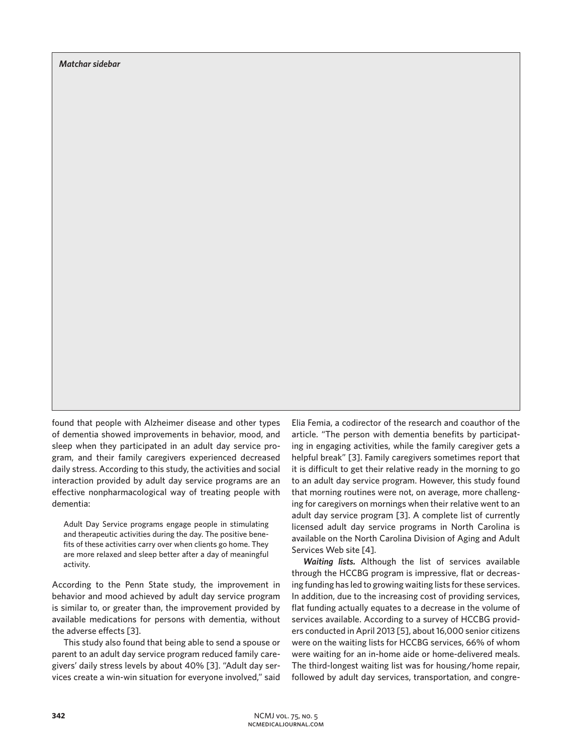*Matchar sidebar*

found that people with Alzheimer disease and other types of dementia showed improvements in behavior, mood, and sleep when they participated in an adult day service program, and their family caregivers experienced decreased daily stress. According to this study, the activities and social interaction provided by adult day service programs are an effective nonpharmacological way of treating people with dementia:

> Adult Day Service programs engage people in stimulating and therapeutic activities during the day. The positive benefits of these activities carry over when clients go home. They are more relaxed and sleep better after a day of meaningful activity.

According to the Penn State study, the improvement in behavior and mood achieved by adult day service program is similar to, or greater than, the improvement provided by available medications for persons with dementia, without the adverse effects [3].

This study also found that being able to send a spouse or parent to an adult day service program reduced family caregivers' daily stress levels by about 40% [3]. "Adult day services create a win-win situation for everyone involved," said Elia Femia, a codirector of the research and coauthor of the article. "The person with dementia benefits by participating in engaging activities, while the family caregiver gets a helpful break" [3]. Family caregivers sometimes report that it is difficult to get their relative ready in the morning to go to an adult day service program. However, this study found that morning routines were not, on average, more challenging for caregivers on mornings when their relative went to an adult day service program [3]. A complete list of currently licensed adult day service programs in North Carolina is available on the North Carolina Division of Aging and Adult Services Web site [4].

***Waiting lists.*** Although the list of services available through the HCCBG program is impressive, flat or decreasing funding has led to growing waiting lists for these services. In addition, due to the increasing cost of providing services, flat funding actually equates to a decrease in the volume of services available. According to a survey of HCCBG providers conducted in April 2013 [5], about 16,000 senior citizens were on the waiting lists for HCCBG services, 66% of whom were waiting for an in-home aide or home-delivered meals. The third-longest waiting list was for housing/home repair, followed by adult day services, transportation, and congre-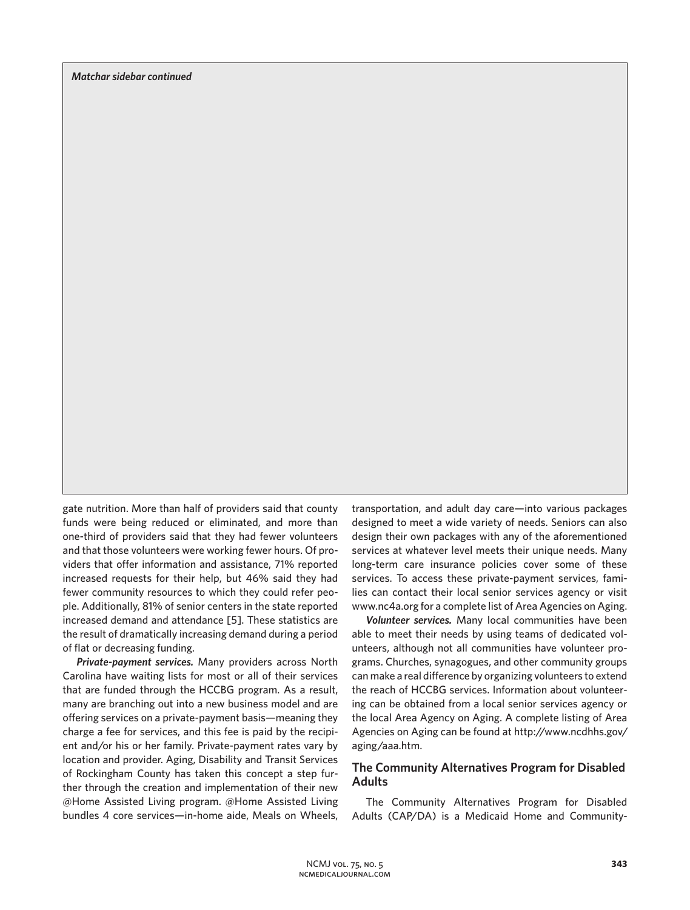*Matchar sidebar continued*

gate nutrition. More than half of providers said that county funds were being reduced or eliminated, and more than one-third of providers said that they had fewer volunteers and that those volunteers were working fewer hours. Of providers that offer information and assistance, 71% reported increased requests for their help, but 46% said they had fewer community resources to which they could refer people. Additionally, 81% of senior centers in the state reported increased demand and attendance [5]. These statistics are the result of dramatically increasing demand during a period of flat or decreasing funding.

***Private-payment services.*** Many providers across North Carolina have waiting lists for most or all of their services that are funded through the HCCBG program. As a result, many are branching out into a new business model and are offering services on a private-payment basis—meaning they charge a fee for services, and this fee is paid by the recipient and/or his or her family. Private-payment rates vary by location and provider. Aging, Disability and Transit Services of Rockingham County has taken this concept a step further through the creation and implementation of their new @Home Assisted Living program. @Home Assisted Living bundles 4 core services—in-home aide, Meals on Wheels, transportation, and adult day care—into various packages designed to meet a wide variety of needs. Seniors can also design their own packages with any of the aforementioned services at whatever level meets their unique needs. Many long-term care insurance policies cover some of these services. To access these private-payment services, families can contact their local senior services agency or visit www.nc4a.org for a complete list of Area Agencies on Aging.

***Volunteer services.*** Many local communities have been able to meet their needs by using teams of dedicated volunteers, although not all communities have volunteer programs. Churches, synagogues, and other community groups can make a real difference by organizing volunteers to extend the reach of HCCBG services. Information about volunteering can be obtained from a local senior services agency or the local Area Agency on Aging. A complete listing of Area Agencies on Aging can be found at http://www.ncdhhs.gov/aging/aaa.htm.

## The Community Alternatives Program for Disabled Adults

The Community Alternatives Program for Disabled Adults (CAP/DA) is a Medicaid Home and Community-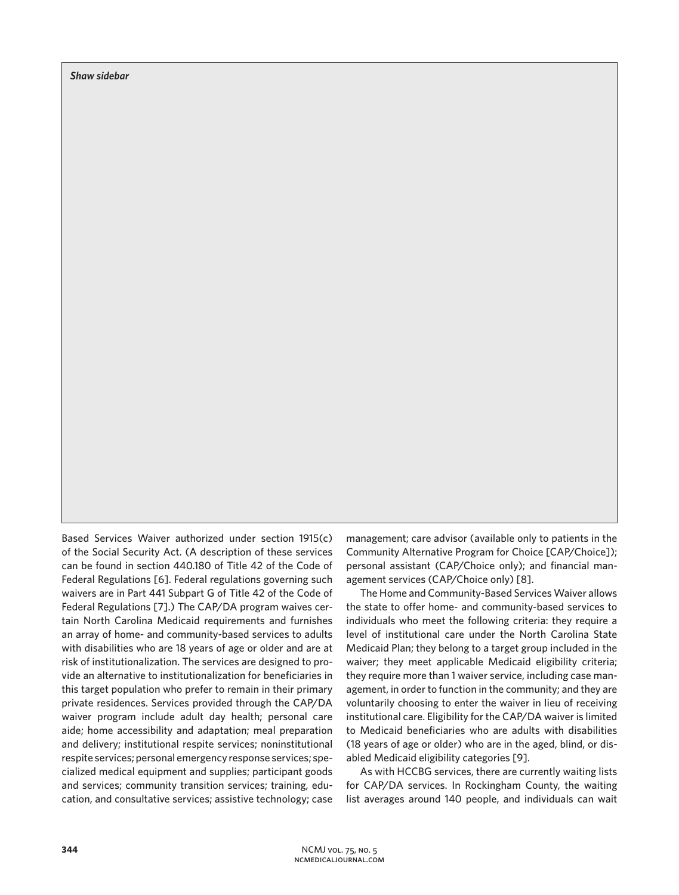*Shaw sidebar*

Based Services Waiver authorized under section 1915(c) of the Social Security Act. (A description of these services can be found in section 440.180 of Title 42 of the Code of Federal Regulations [6]. Federal regulations governing such waivers are in Part 441 Subpart G of Title 42 of the Code of Federal Regulations [7].) The CAP/DA program waives certain North Carolina Medicaid requirements and furnishes an array of home- and community-based services to adults with disabilities who are 18 years of age or older and are at risk of institutionalization. The services are designed to provide an alternative to institutionalization for beneficiaries in this target population who prefer to remain in their primary private residences. Services provided through the CAP/DA waiver program include adult day health; personal care aide; home accessibility and adaptation; meal preparation and delivery; institutional respite services; noninstitutional respite services; personal emergency response services; specialized medical equipment and supplies; participant goods and services; community transition services; training, education, and consultative services; assistive technology; case management; care advisor (available only to patients in the Community Alternative Program for Choice [CAP/Choice]); personal assistant (CAP/Choice only); and financial management services (CAP/Choice only) [8].

The Home and Community-Based Services Waiver allows the state to offer home- and community-based services to individuals who meet the following criteria: they require a level of institutional care under the North Carolina State Medicaid Plan; they belong to a target group included in the waiver; they meet applicable Medicaid eligibility criteria; they require more than 1 waiver service, including case management, in order to function in the community; and they are voluntarily choosing to enter the waiver in lieu of receiving institutional care. Eligibility for the CAP/DA waiver is limited to Medicaid beneficiaries who are adults with disabilities (18 years of age or older) who are in the aged, blind, or disabled Medicaid eligibility categories [9].

As with HCCBG services, there are currently waiting lists for CAP/DA services. In Rockingham County, the waiting list averages around 140 people, and individuals can wait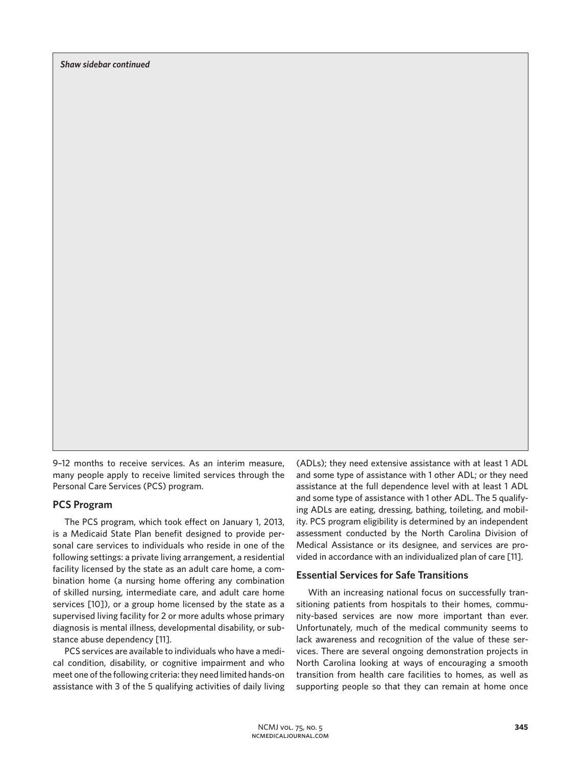*Shaw sidebar continued*

9–12 months to receive services. As an interim measure, many people apply to receive limited services through the Personal Care Services (PCS) program.

## PCS Program

The PCS program, which took effect on January 1, 2013, is a Medicaid State Plan benefit designed to provide personal care services to individuals who reside in one of the following settings: a private living arrangement, a residential facility licensed by the state as an adult care home, a combination home (a nursing home offering any combination of skilled nursing, intermediate care, and adult care home services [10]), or a group home licensed by the state as a supervised living facility for 2 or more adults whose primary diagnosis is mental illness, developmental disability, or substance abuse dependency [11].

PCS services are available to individuals who have a medical condition, disability, or cognitive impairment and who meet one of the following criteria: they need limited hands-on assistance with 3 of the 5 qualifying activities of daily living (ADLs); they need extensive assistance with at least 1 ADL and some type of assistance with 1 other ADL; or they need assistance at the full dependence level with at least 1 ADL and some type of assistance with 1 other ADL. The 5 qualifying ADLs are eating, dressing, bathing, toileting, and mobility. PCS program eligibility is determined by an independent assessment conducted by the North Carolina Division of Medical Assistance or its designee, and services are provided in accordance with an individualized plan of care [11].

## Essential Services for Safe Transitions

With an increasing national focus on successfully transitioning patients from hospitals to their homes, community-based services are now more important than ever. Unfortunately, much of the medical community seems to lack awareness and recognition of the value of these services. There are several ongoing demonstration projects in North Carolina looking at ways of encouraging a smooth transition from health care facilities to homes, as well as supporting people so that they can remain at home once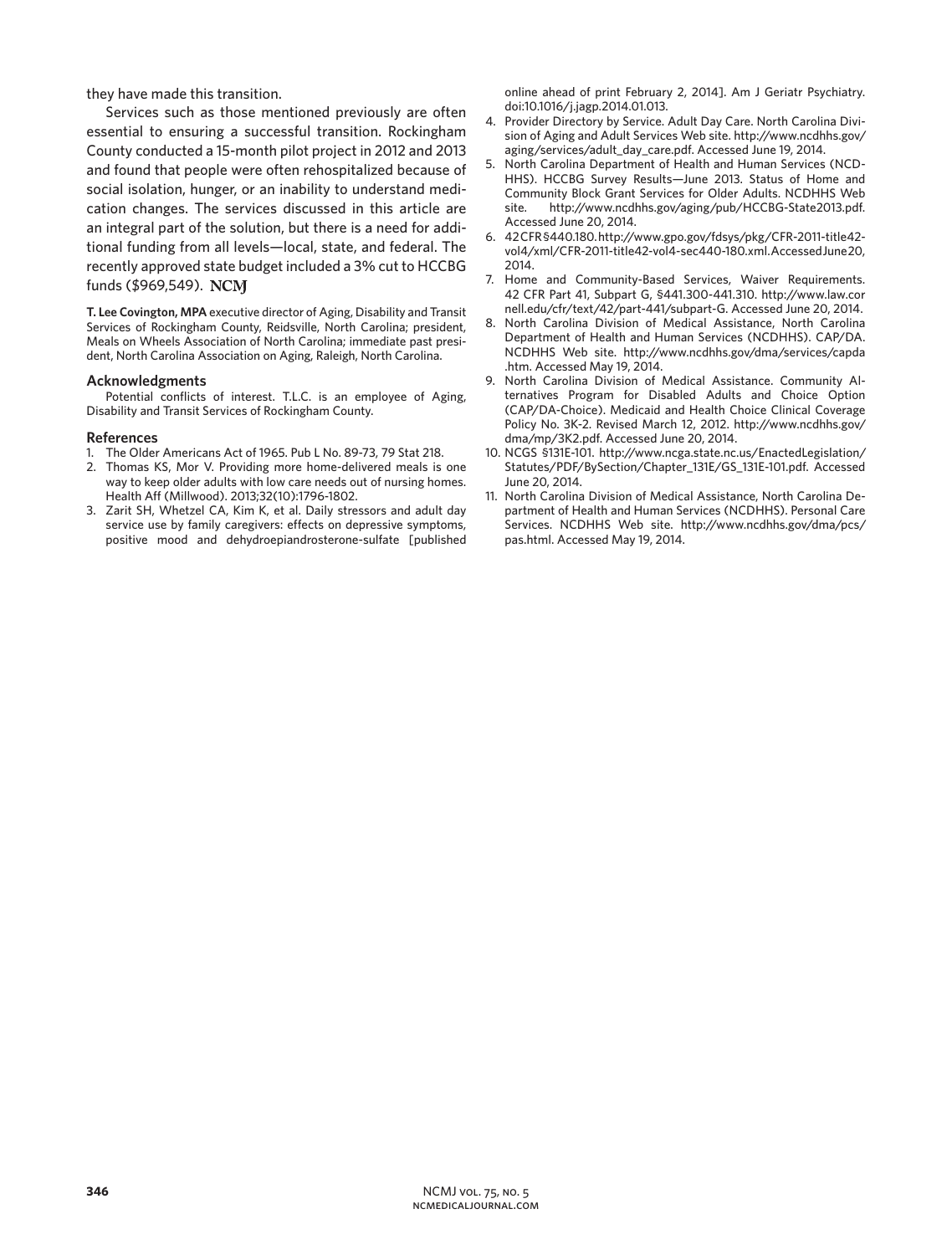they have made this transition.

Services such as those mentioned previously are often essential to ensuring a successful transition. Rockingham County conducted a 15-month pilot project in 2012 and 2013 and found that people were often rehospitalized because of social isolation, hunger, or an inability to understand medication changes. The services discussed in this article are an integral part of the solution, but there is a need for additional funding from all levels—local, state, and federal. The recently approved state budget included a 3% cut to HCCBG funds ($969,549). NCMJ

**T. Lee Covington, MPA** executive director of Aging, Disability and Transit Services of Rockingham County, Reidsville, North Carolina; president, Meals on Wheels Association of North Carolina; immediate past president, North Carolina Association on Aging, Raleigh, North Carolina.

## Acknowledgments

Potential conflicts of interest. T.L.C. is an employee of Aging, Disability and Transit Services of Rockingham County.

## References

1. The Older Americans Act of 1965. Pub L No. 89-73, 79 Stat 218.
2. Thomas KS, Mor V. Providing more home-delivered meals is one way to keep older adults with low care needs out of nursing homes. Health Aff (Millwood). 2013;32(10):1796-1802.
3. Zarit SH, Whetzel CA, Kim K, et al. Daily stressors and adult day service use by family caregivers: effects on depressive symptoms, positive mood and dehydroepiandrosterone-sulfate [published online ahead of print February 2, 2014]. Am J Geriatr Psychiatry. doi:10.1016/j.jagp.2014.01.013.
4. Provider Directory by Service. Adult Day Care. North Carolina Division of Aging and Adult Services Web site. http://www.ncdhhs.gov/aging/services/adult_day_care.pdf. Accessed June 19, 2014.
5. North Carolina Department of Health and Human Services (NCDHHS). HCCBG Survey Results—June 2013. Status of Home and Community Block Grant Services for Older Adults. NCDHHS Web site. http://www.ncdhhs.gov/aging/pub/HCCBG-State2013.pdf. Accessed June 20, 2014.
6. 42 CFR §440.180. http://www.gpo.gov/fdsys/pkg/CFR-2011-title42-vol4/xml/CFR-2011-title42-vol4-sec440-180.xml. Accessed June 20, 2014.
7. Home and Community-Based Services, Waiver Requirements. 42 CFR Part 41, Subpart G, §441.300-441.310. http://www.law.cornell.edu/cfr/text/42/part-441/subpart-G. Accessed June 20, 2014.
8. North Carolina Division of Medical Assistance, North Carolina Department of Health and Human Services (NCDHHS). CAP/DA. NCDHHS Web site. http://www.ncdhhs.gov/dma/services/capda.htm. Accessed May 19, 2014.
9. North Carolina Division of Medical Assistance. Community Alternatives Program for Disabled Adults and Choice Option (CAP/DA-Choice). Medicaid and Health Choice Clinical Coverage Policy No. 3K-2. Revised March 12, 2012. http://www.ncdhhs.gov/dma/mp/3K2.pdf. Accessed June 20, 2014.
10. NCGS §131E-101. http://www.ncga.state.nc.us/EnactedLegislation/Statutes/PDF/BySection/Chapter_131E/GS_131E-101.pdf. Accessed June 20, 2014.
11. North Carolina Division of Medical Assistance, North Carolina Department of Health and Human Services (NCDHHS). Personal Care Services. NCDHHS Web site. http://www.ncdhhs.gov/dma/pcs/pas.html. Accessed May 19, 2014.